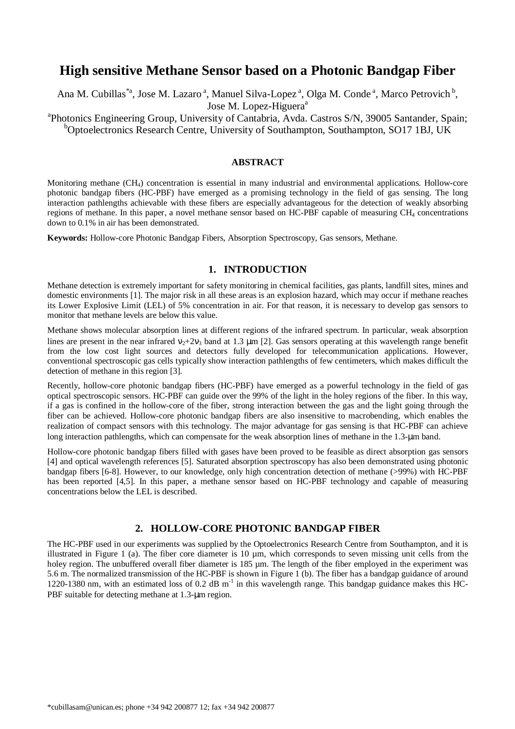# High sensitive Methane Sensor based on a Photonic Bandgap Fiber

Ana M. Cubillas[*a], Jose M. Lazaro[a], Manuel Silva-Lopez[a], Olga M. Conde[a], Marco Petrovich[b], Jose M. Lopez-Higuera[a]

[a]Photonics Engineering Group, University of Cantabria, Avda. Castros S/N, 39005 Santander, Spain; [b]Optoelectronics Research Centre, University of Southampton, Southampton, SO17 1BJ, UK

## ABSTRACT

Monitoring methane ($CH_4$) concentration is essential in many industrial and environmental applications. Hollow-core photonic bandgap fibers (HC-PBF) have emerged as a promising technology in the field of gas sensing. The long interaction pathlengths achievable with these fibers are especially advantageous for the detection of weakly absorbing regions of methane. In this paper, a novel methane sensor based on HC-PBF capable of measuring $CH_4$ concentrations down to 0.1% in air has been demonstrated.

**Keywords:** Hollow-core Photonic Bandgap Fibers, Absorption Spectroscopy, Gas sensors, Methane.

## 1. INTRODUCTION

Methane detection is extremely important for safety monitoring in chemical facilities, gas plants, landfill sites, mines and domestic environments [1]. The major risk in all these areas is an explosion hazard, which may occur if methane reaches its Lower Explosive Limit (LEL) of 5% concentration in air. For that reason, it is necessary to develop gas sensors to monitor that methane levels are below this value.

Methane shows molecular absorption lines at different regions of the infrared spectrum. In particular, weak absorption lines are present in the near infrared $\nu_2+2\nu_3$ band at 1.3 μm [2]. Gas sensors operating at this wavelength range benefit from the low cost light sources and detectors fully developed for telecommunication applications. However, conventional spectroscopic gas cells typically show interaction pathlengths of few centimeters, which makes difficult the detection of methane in this region [3].

Recently, hollow-core photonic bandgap fibers (HC-PBF) have emerged as a powerful technology in the field of gas optical spectroscopic sensors. HC-PBF can guide over the 99% of the light in the holey regions of the fiber. In this way, if a gas is confined in the hollow-core of the fiber, strong interaction between the gas and the light going through the fiber can be achieved. Hollow-core photonic bandgap fibers are also insensitive to macrobending, which enables the realization of compact sensors with this technology. The major advantage for gas sensing is that HC-PBF can achieve long interaction pathlengths, which can compensate for the weak absorption lines of methane in the 1.3-μm band.

Hollow-core photonic bandgap fibers filled with gases have been proved to be feasible as direct absorption gas sensors [4] and optical wavelength references [5]. Saturated absorption spectroscopy has also been demonstrated using photonic bandgap fibers [6-8]. However, to our knowledge, only high concentration detection of methane (>99%) with HC-PBF has been reported [4,5]. In this paper, a methane sensor based on HC-PBF technology and capable of measuring concentrations below the LEL is described.

## 2. HOLLOW-CORE PHOTONIC BANDGAP FIBER

The HC-PBF used in our experiments was supplied by the Optoelectronics Research Centre from Southampton, and it is illustrated in Figure 1 (a). The fiber core diameter is 10 µm, which corresponds to seven missing unit cells from the holey region. The unbuffered overall fiber diameter is 185 µm. The length of the fiber employed in the experiment was 5.6 m. The normalized transmission of the HC-PBF is shown in Figure 1 (b). The fiber has a bandgap guidance of around 1220-1380 nm, with an estimated loss of 0.2 dB $m^{-1}$ in this wavelength range. This bandgap guidance makes this HC-PBF suitable for detecting methane at 1.3-μm region.

*cubillasam@unican.es; phone +34 942 200877 12; fax +34 942 200877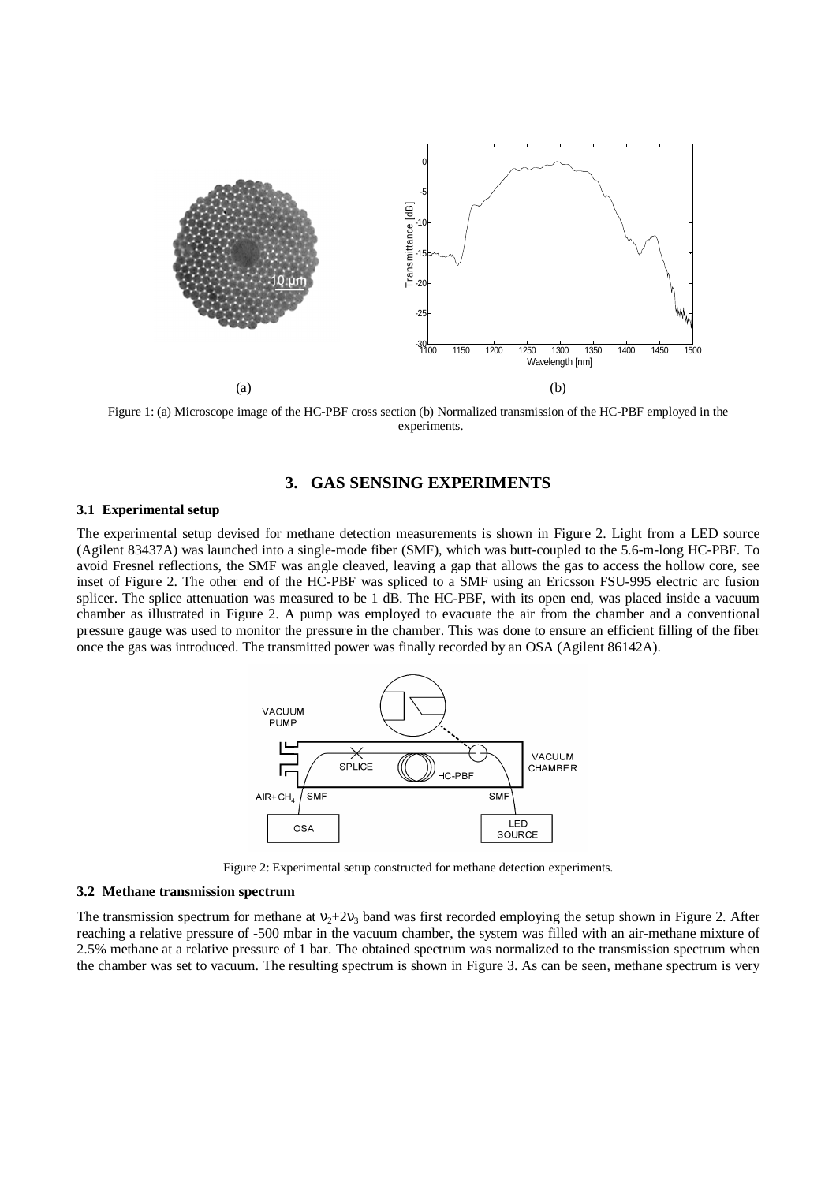Figure 1: (a) Microscope image of the HC-PBF cross section (b) Normalized transmission of the HC-PBF employed in the experiments.

## 3. GAS SENSING EXPERIMENTS

### 3.1 Experimental setup

The experimental setup devised for methane detection measurements is shown in Figure 2. Light from a LED source (Agilent 83437A) was launched into a single-mode fiber (SMF), which was butt-coupled to the 5.6-m-long HC-PBF. To avoid Fresnel reflections, the SMF was angle cleaved, leaving a gap that allows the gas to access the hollow core, see inset of Figure 2. The other end of the HC-PBF was spliced to a SMF using an Ericsson FSU-995 electric arc fusion splicer. The splice attenuation was measured to be 1 dB. The HC-PBF, with its open end, was placed inside a vacuum chamber as illustrated in Figure 2. A pump was employed to evacuate the air from the chamber and a conventional pressure gauge was used to monitor the pressure in the chamber. This was done to ensure an efficient filling of the fiber once the gas was introduced. The transmitted power was finally recorded by an OSA (Agilent 86142A).

Figure 2: Experimental setup constructed for methane detection experiments.

### 3.2 Methane transmission spectrum

The transmission spectrum for methane at $\nu_2+2\nu_3$ band was first recorded employing the setup shown in Figure 2. After reaching a relative pressure of -500 mbar in the vacuum chamber, the system was filled with an air-methane mixture of 2.5% methane at a relative pressure of 1 bar. The obtained spectrum was normalized to the transmission spectrum when the chamber was set to vacuum. The resulting spectrum is shown in Figure 3. As can be seen, methane spectrum is very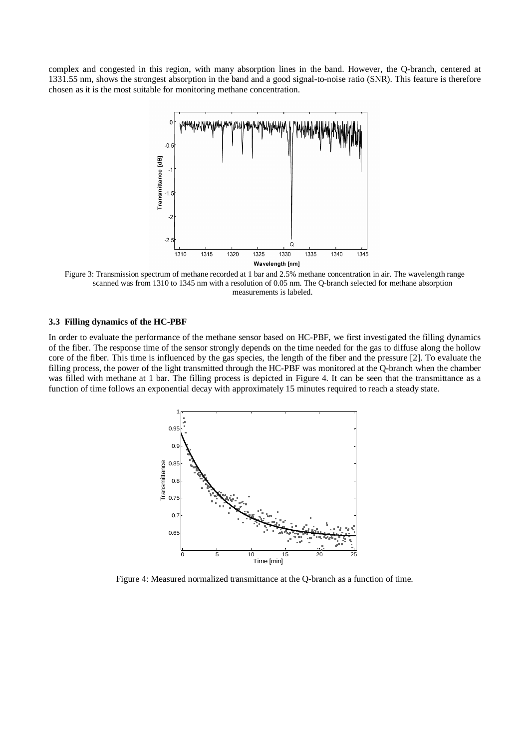complex and congested in this region, with many absorption lines in the band. However, the Q-branch, centered at 1331.55 nm, shows the strongest absorption in the band and a good signal-to-noise ratio (SNR). This feature is therefore chosen as it is the most suitable for monitoring methane concentration.

Figure 3: Transmission spectrum of methane recorded at 1 bar and 2.5% methane concentration in air. The wavelength range scanned was from 1310 to 1345 nm with a resolution of 0.05 nm. The Q-branch selected for methane absorption measurements is labeled.

### 3.3 Filling dynamics of the HC-PBF

In order to evaluate the performance of the methane sensor based on HC-PBF, we first investigated the filling dynamics of the fiber. The response time of the sensor strongly depends on the time needed for the gas to diffuse along the hollow core of the fiber. This time is influenced by the gas species, the length of the fiber and the pressure [2]. To evaluate the filling process, the power of the light transmitted through the HC-PBF was monitored at the Q-branch when the chamber was filled with methane at 1 bar. The filling process is depicted in Figure 4. It can be seen that the transmittance as a function of time follows an exponential decay with approximately 15 minutes required to reach a steady state.

Figure 4: Measured normalized transmittance at the Q-branch as a function of time.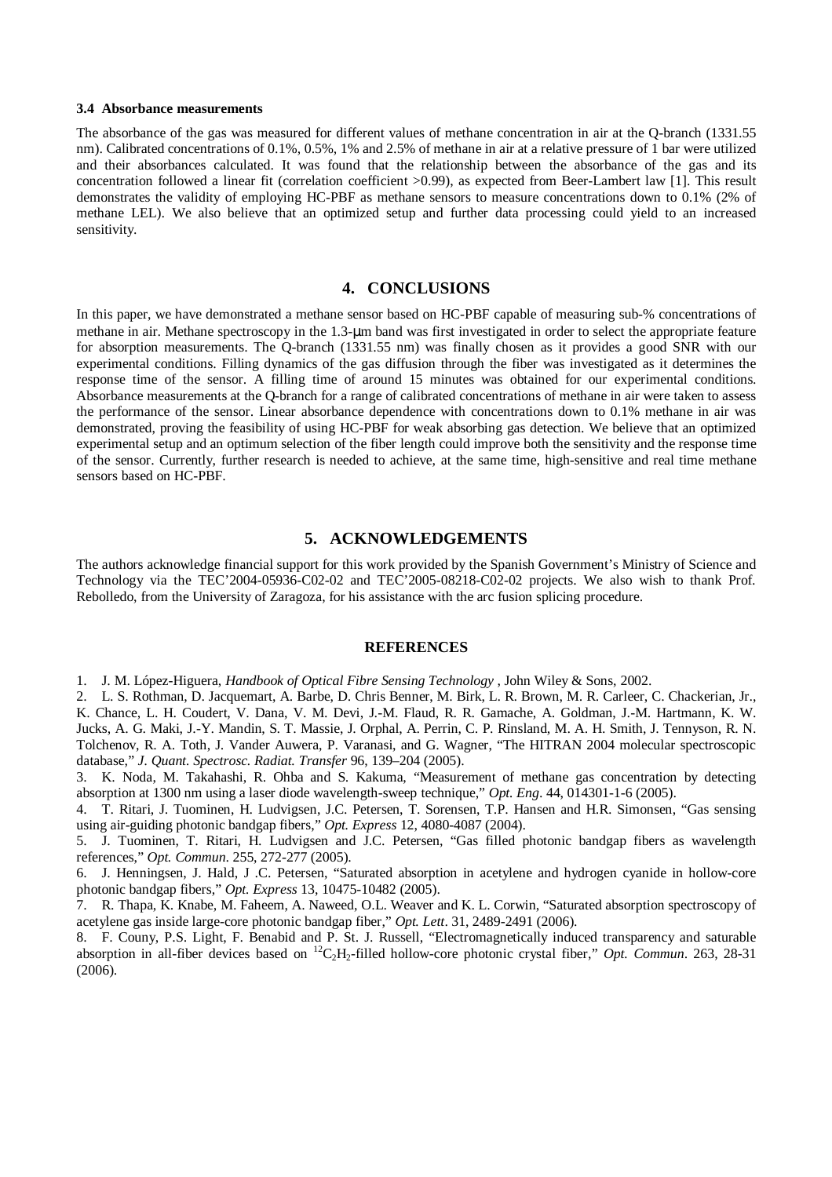### 3.4 Absorbance measurements

The absorbance of the gas was measured for different values of methane concentration in air at the Q-branch (1331.55 nm). Calibrated concentrations of 0.1%, 0.5%, 1% and 2.5% of methane in air at a relative pressure of 1 bar were utilized and their absorbances calculated. It was found that the relationship between the absorbance of the gas and its concentration followed a linear fit (correlation coefficient >0.99), as expected from Beer-Lambert law [1]. This result demonstrates the validity of employing HC-PBF as methane sensors to measure concentrations down to 0.1% (2% of methane LEL). We also believe that an optimized setup and further data processing could yield to an increased sensitivity.

## 4. CONCLUSIONS

In this paper, we have demonstrated a methane sensor based on HC-PBF capable of measuring sub-% concentrations of methane in air. Methane spectroscopy in the 1.3-μm band was first investigated in order to select the appropriate feature for absorption measurements. The Q-branch (1331.55 nm) was finally chosen as it provides a good SNR with our experimental conditions. Filling dynamics of the gas diffusion through the fiber was investigated as it determines the response time of the sensor. A filling time of around 15 minutes was obtained for our experimental conditions. Absorbance measurements at the Q-branch for a range of calibrated concentrations of methane in air were taken to assess the performance of the sensor. Linear absorbance dependence with concentrations down to 0.1% methane in air was demonstrated, proving the feasibility of using HC-PBF for weak absorbing gas detection. We believe that an optimized experimental setup and an optimum selection of the fiber length could improve both the sensitivity and the response time of the sensor. Currently, further research is needed to achieve, at the same time, high-sensitive and real time methane sensors based on HC-PBF.

## 5. ACKNOWLEDGEMENTS

The authors acknowledge financial support for this work provided by the Spanish Government's Ministry of Science and Technology via the TEC'2004-05936-C02-02 and TEC'2005-08218-C02-02 projects. We also wish to thank Prof. Rebolledo, from the University of Zaragoza, for his assistance with the arc fusion splicing procedure.

## REFERENCES

1. J. M. López-Higuera, *Handbook of Optical Fibre Sensing Technology* , John Wiley & Sons, 2002.
2. L. S. Rothman, D. Jacquemart, A. Barbe, D. Chris Benner, M. Birk, L. R. Brown, M. R. Carleer, C. Chackerian, Jr., K. Chance, L. H. Coudert, V. Dana, V. M. Devi, J.-M. Flaud, R. R. Gamache, A. Goldman, J.-M. Hartmann, K. W. Jucks, A. G. Maki, J.-Y. Mandin, S. T. Massie, J. Orphal, A. Perrin, C. P. Rinsland, M. A. H. Smith, J. Tennyson, R. N. Tolchenov, R. A. Toth, J. Vander Auwera, P. Varanasi, and G. Wagner, "The HITRAN 2004 molecular spectroscopic database," *J. Quant. Spectrosc. Radiat. Transfer* 96, 139–204 (2005).
3. K. Noda, M. Takahashi, R. Ohba and S. Kakuma, "Measurement of methane gas concentration by detecting absorption at 1300 nm using a laser diode wavelength-sweep technique," *Opt. Eng*. 44, 014301-1-6 (2005).
4. T. Ritari, J. Tuominen, H. Ludvigsen, J.C. Petersen, T. Sorensen, T.P. Hansen and H.R. Simonsen, "Gas sensing using air-guiding photonic bandgap fibers," *Opt. Express* 12, 4080-4087 (2004).
5. J. Tuominen, T. Ritari, H. Ludvigsen and J.C. Petersen, "Gas filled photonic bandgap fibers as wavelength references," *Opt. Commun*. 255, 272-277 (2005).
6. J. Henningsen, J. Hald, J .C. Petersen, "Saturated absorption in acetylene and hydrogen cyanide in hollow-core photonic bandgap fibers," *Opt. Express* 13, 10475-10482 (2005).
7. R. Thapa, K. Knabe, M. Faheem, A. Naweed, O.L. Weaver and K. L. Corwin, "Saturated absorption spectroscopy of acetylene gas inside large-core photonic bandgap fiber," *Opt. Lett*. 31, 2489-2491 (2006).
8. F. Couny, P.S. Light, F. Benabid and P. St. J. Russell, "Electromagnetically induced transparency and saturable absorption in all-fiber devices based on $^{12}C_2H_2$-filled hollow-core photonic crystal fiber," *Opt. Commun*. 263, 28-31 (2006).